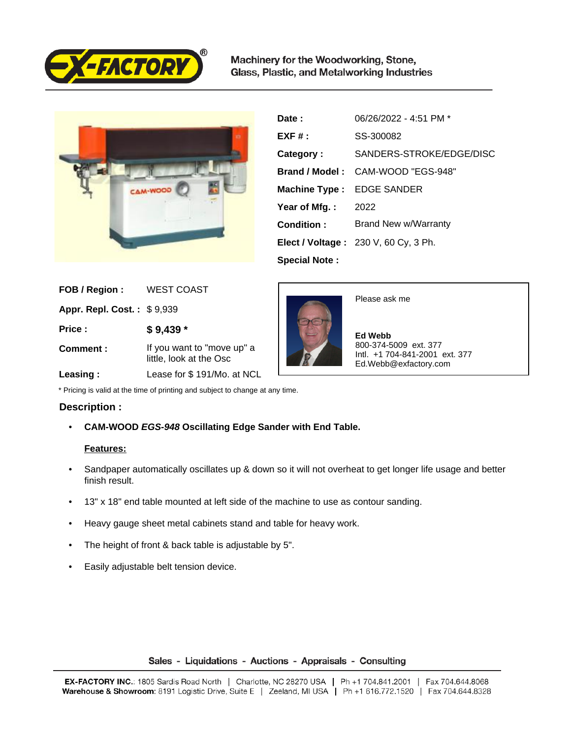**EX-FACTORY**

Machinery for the Woodworking, Stone, Glass, Plastic, and Metalworking Industries

| | |
|---|---|
| **Date :** | 06/26/2022 - 4:51 PM * |
| **EXF # :** | SS-300082 |
| **Category :** | SANDERS-STROKE/EDGE/DISC |
| **Brand / Model :** | CAM-WOOD "EGS-948" |
| **Machine Type :** | EDGE SANDER |
| **Year of Mfg. :** | 2022 |
| **Condition :** | Brand New w/Warranty |
| **Elect / Voltage :** | 230 V, 60 Cy, 3 Ph. |
| **Special Note :** | |

| | |
|---|---|
| **FOB / Region :** | WEST COAST |
| **Appr. Repl. Cost. :** | $ 9,939 |
| **Price :** | **$ 9,439 *** |
| **Comment :** | If you want to "move up" a little, look at the Osc |
| **Leasing :** | Lease for $ 191/Mo. at NCL |

Please ask me

**Ed Webb**
800-374-5009 ext. 377
Intl. +1 704-841-2001 ext. 377
Ed.Webb@exfactory.com

\* Pricing is valid at the time of printing and subject to change at any time.

## Description :

- **CAM-WOOD *EGS-948* Oscillating Edge Sander with End Table.**

**Features:**

- Sandpaper automatically oscillates up & down so it will not overheat to get longer life usage and better finish result.
- 13" x 18" end table mounted at left side of the machine to use as contour sanding.
- Heavy gauge sheet metal cabinets stand and table for heavy work.
- The height of front & back table is adjustable by 5".
- Easily adjustable belt tension device.

Sales - Liquidations - Auctions - Appraisals - Consulting

**EX-FACTORY INC.**: 1805 Sardis Road North | Charlotte, NC 28270 USA | Ph +1 704.841.2001 | Fax 704.644.8068
**Warehouse & Showroom**: 8191 Logistic Drive, Suite E | Zeeland, MI USA | Ph +1 616.772.1520 | Fax 704.644.8328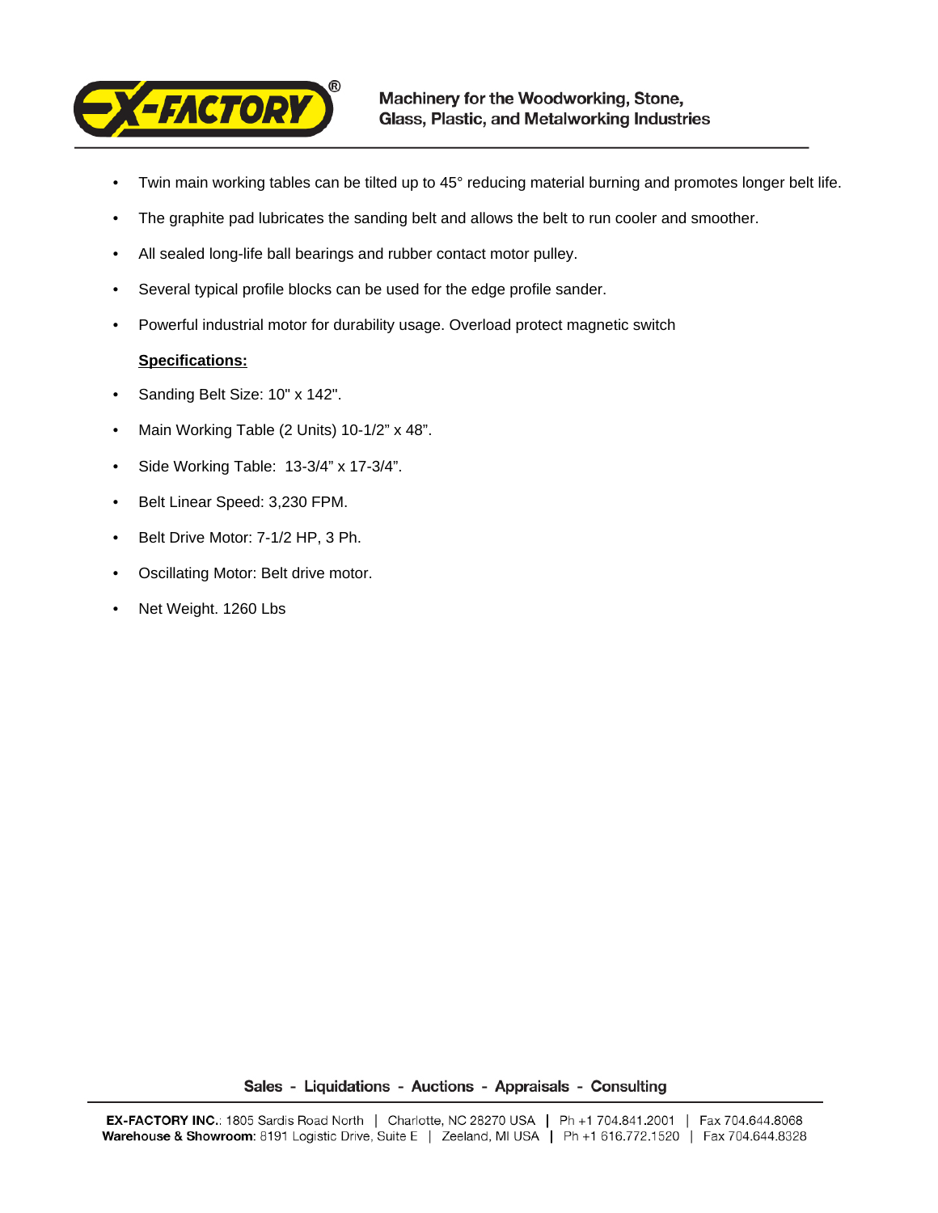- Twin main working tables can be tilted up to 45° reducing material burning and promotes longer belt life.
- The graphite pad lubricates the sanding belt and allows the belt to run cooler and smoother.
- All sealed long-life ball bearings and rubber contact motor pulley.
- Several typical profile blocks can be used for the edge profile sander.
- Powerful industrial motor for durability usage. Overload protect magnetic switch

**Specifications:**

- Sanding Belt Size: 10" x 142".
- Main Working Table (2 Units) 10-1/2" x 48".
- Side Working Table: 13-3/4" x 17-3/4".
- Belt Linear Speed: 3,230 FPM.
- Belt Drive Motor: 7-1/2 HP, 3 Ph.
- Oscillating Motor: Belt drive motor.
- Net Weight. 1260 Lbs